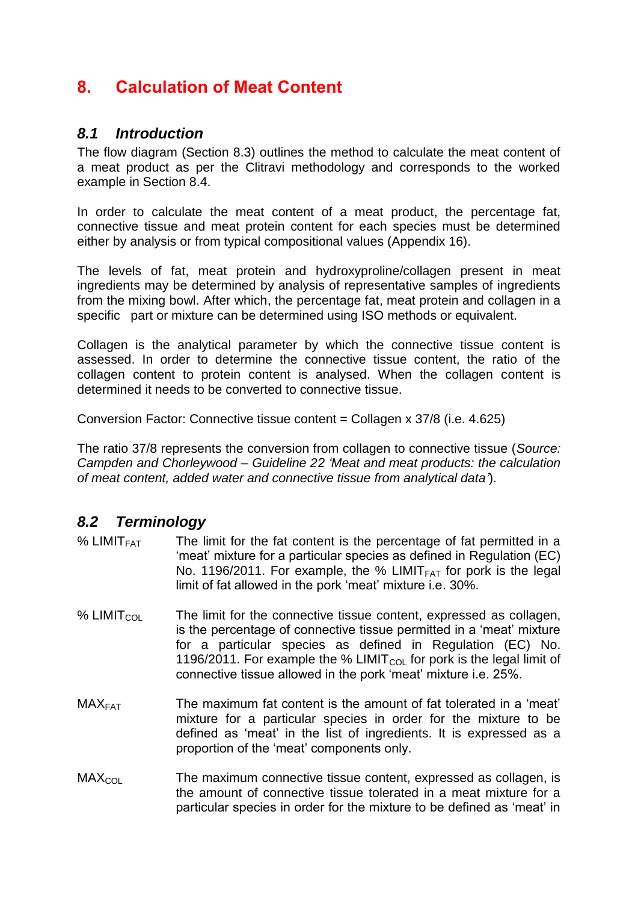# 8. Calculation of Meat Content

## 8.1 Introduction

The flow diagram (Section 8.3) outlines the method to calculate the meat content of a meat product as per the Clitravi methodology and corresponds to the worked example in Section 8.4.

In order to calculate the meat content of a meat product, the percentage fat, connective tissue and meat protein content for each species must be determined either by analysis or from typical compositional values (Appendix 16).

The levels of fat, meat protein and hydroxyproline/collagen present in meat ingredients may be determined by analysis of representative samples of ingredients from the mixing bowl. After which, the percentage fat, meat protein and collagen in a specific part or mixture can be determined using ISO methods or equivalent.

Collagen is the analytical parameter by which the connective tissue content is assessed. In order to determine the connective tissue content, the ratio of the collagen content to protein content is analysed. When the collagen content is determined it needs to be converted to connective tissue.

Conversion Factor: Connective tissue content = Collagen x 37/8 (i.e. 4.625)

The ratio 37/8 represents the conversion from collagen to connective tissue (*Source: Campden and Chorleywood – Guideline 22 'Meat and meat products: the calculation of meat content, added water and connective tissue from analytical data'*).

## 8.2 Terminology

% $LIMIT_{FAT}$ — The limit for the fat content is the percentage of fat permitted in a 'meat' mixture for a particular species as defined in Regulation (EC) No. 1196/2011. For example, the % $LIMIT_{FAT}$ for pork is the legal limit of fat allowed in the pork 'meat' mixture i.e. 30%.

% $LIMIT_{COL}$ — The limit for the connective tissue content, expressed as collagen, is the percentage of connective tissue permitted in a 'meat' mixture for a particular species as defined in Regulation (EC) No. 1196/2011. For example the % $LIMIT_{COL}$ for pork is the legal limit of connective tissue allowed in the pork 'meat' mixture i.e. 25%.

$MAX_{FAT}$ — The maximum fat content is the amount of fat tolerated in a 'meat' mixture for a particular species in order for the mixture to be defined as 'meat' in the list of ingredients. It is expressed as a proportion of the 'meat' components only.

$MAX_{COL}$ — The maximum connective tissue content, expressed as collagen, is the amount of connective tissue tolerated in a meat mixture for a particular species in order for the mixture to be defined as 'meat' in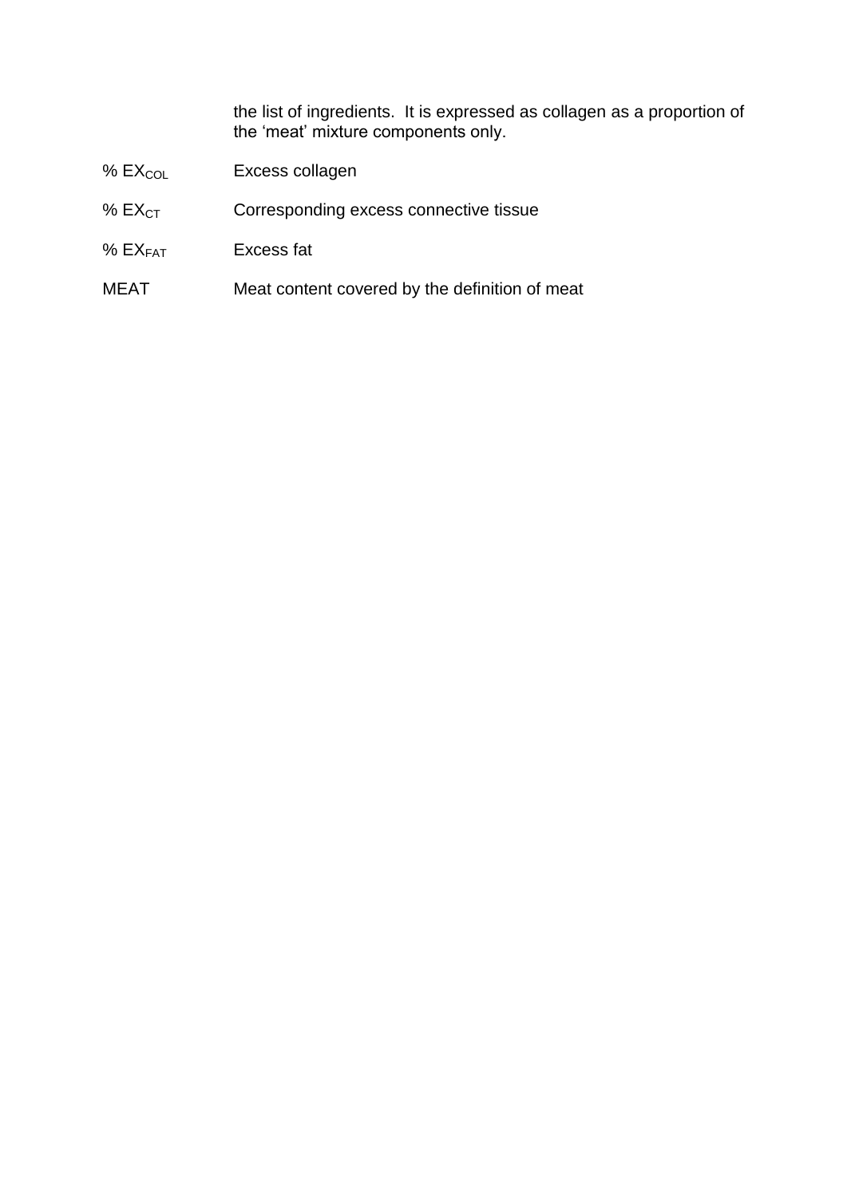the list of ingredients. It is expressed as collagen as a proportion of the 'meat' mixture components only.

% $EX_{COL}$ Excess collagen

% $EX_{CT}$ Corresponding excess connective tissue

% $EX_{FAT}$ Excess fat

MEAT Meat content covered by the definition of meat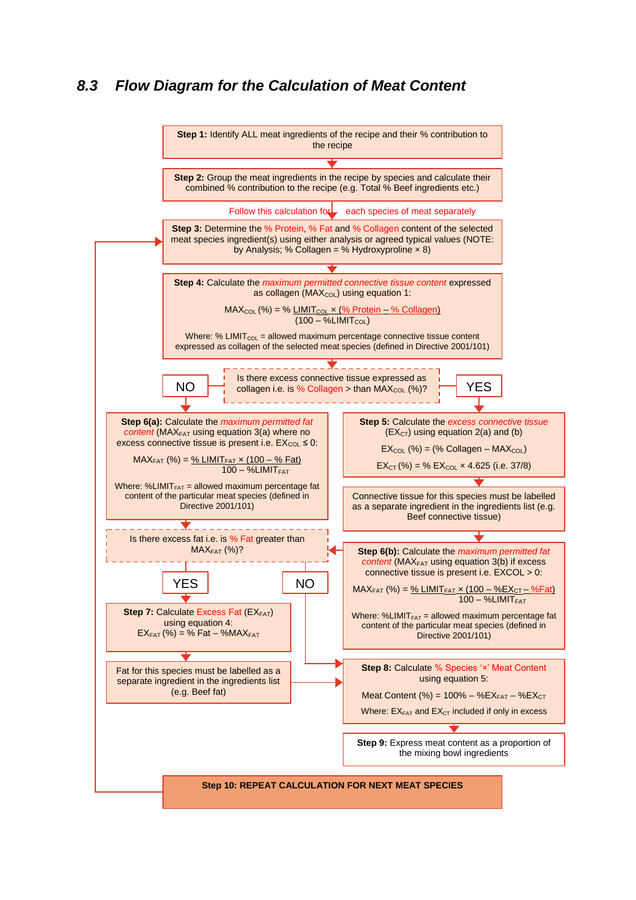## 8.3 Flow Diagram for the Calculation of Meat Content

**Step 1:** Identify ALL meat ingredients of the recipe and their % contribution to the recipe

**Step 2:** Group the meat ingredients in the recipe by species and calculate their combined % contribution to the recipe (e.g. Total % Beef ingredients etc.)

Follow this calculation for each species of meat separately

**Step 3:** Determine the % Protein, % Fat and % Collagen content of the selected meat species ingredient(s) using either analysis or agreed typical values (NOTE: by Analysis; % Collagen = % Hydroxyproline × 8)

**Step 4:** Calculate the *maximum permitted connective tissue content* expressed as collagen ($MAX_{COL}$) using equation 1:

$$MAX_{COL}\ (\%) = \frac{\%\ LIMIT_{COL} \times (\%\ Protein - \%\ Collagen)}{(100 - \%LIMIT_{COL})}$$

Where: % $LIMIT_{COL}$ = allowed maximum percentage connective tissue content expressed as collagen of the selected meat species (defined in Directive 2001/101)

Is there excess connective tissue expressed as collagen i.e. is % Collagen > than $MAX_{COL}$ (%)?

**NO →**

**Step 6(a):** Calculate the *maximum permitted fat content* ($MAX_{FAT}$ using equation 3(a) where no excess connective tissue is present i.e. $EX_{COL} \leq 0$:

$$MAX_{FAT}\ (\%) = \frac{\%\ LIMIT_{FAT} \times (100 - \%\ Fat)}{100 - \%LIMIT_{FAT}}$$

Where: $\%LIMIT_{FAT}$ = allowed maximum percentage fat content of the particular meat species (defined in Directive 2001/101)

**YES →**

**Step 5:** Calculate the *excess connective tissue* ($EX_{CT}$) using equation 2(a) and (b)

$$EX_{COL}\ (\%) = (\%\ Collagen - MAX_{COL})$$

$$EX_{CT}\ (\%) = \%\ EX_{COL} \times 4.625\ (i.e.\ 37/8)$$

Connective tissue for this species must be labelled as a separate ingredient in the ingredients list (e.g. Beef connective tissue)

**Step 6(b):** Calculate the *maximum permitted fat content* ($MAX_{FAT}$ using equation 3(b) if excess connective tissue is present i.e. EXCOL > 0:

$$MAX_{FAT}\ (\%) = \frac{\%\ LIMIT_{FAT} \times (100 - \%EX_{CT} - \%Fat)}{100 - \%LIMIT_{FAT}}$$

Where: $\%LIMIT_{FAT}$ = allowed maximum percentage fat content of the particular meat species (defined in Directive 2001/101)

Is there excess fat i.e. is % Fat greater than $MAX_{FAT}$ (%)?

**YES →**

**Step 7:** Calculate Excess Fat ($EX_{FAT}$) using equation 4:

$$EX_{FAT}\ (\%) = \%\ Fat - \%MAX_{FAT}$$

Fat for this species must be labelled as a separate ingredient in the ingredients list (e.g. Beef fat)

**NO →**

**Step 8:** Calculate % Species '×' Meat Content using equation 5:

$$Meat\ Content\ (\%) = 100\% - \%EX_{FAT} - \%EX_{CT}$$

Where: $EX_{FAT}$ and $EX_{CT}$ included if only in excess

**Step 9:** Express meat content as a proportion of the mixing bowl ingredients

**Step 10: REPEAT CALCULATION FOR NEXT MEAT SPECIES** (return to Step 3)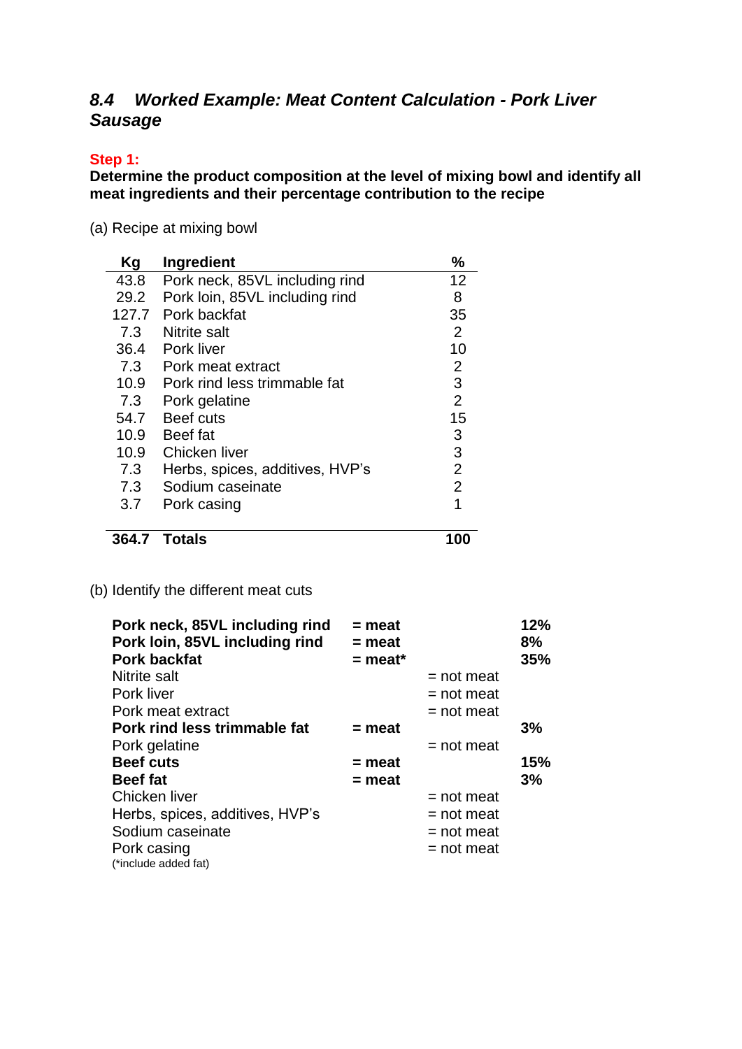### *8.4 Worked Example: Meat Content Calculation - Pork Liver Sausage*

**Step 1:**

**Determine the product composition at the level of mixing bowl and identify all meat ingredients and their percentage contribution to the recipe**

(a) Recipe at mixing bowl

| Kg | Ingredient | % |
|---|---|---|
| 43.8 | Pork neck, 85VL including rind | 12 |
| 29.2 | Pork loin, 85VL including rind | 8 |
| 127.7 | Pork backfat | 35 |
| 7.3 | Nitrite salt | 2 |
| 36.4 | Pork liver | 10 |
| 7.3 | Pork meat extract | 2 |
| 10.9 | Pork rind less trimmable fat | 3 |
| 7.3 | Pork gelatine | 2 |
| 54.7 | Beef cuts | 15 |
| 10.9 | Beef fat | 3 |
| 10.9 | Chicken liver | 3 |
| 7.3 | Herbs, spices, additives, HVP's | 2 |
| 7.3 | Sodium caseinate | 2 |
| 3.7 | Pork casing | 1 |
| **364.7** | **Totals** | **100** |

(b) Identify the different meat cuts

| Ingredient | Meat | Not meat | % |
|---|---|---|---|
| **Pork neck, 85VL including rind** | **= meat** | | **12%** |
| **Pork loin, 85VL including rind** | **= meat** | | **8%** |
| **Pork backfat** | **= meat*** | | **35%** |
| Nitrite salt | | = not meat | |
| Pork liver | | = not meat | |
| Pork meat extract | | = not meat | |
| **Pork rind less trimmable fat** | **= meat** | | **3%** |
| Pork gelatine | | = not meat | |
| **Beef cuts** | **= meat** | | **15%** |
| **Beef fat** | **= meat** | | **3%** |
| Chicken liver | | = not meat | |
| Herbs, spices, additives, HVP's | | = not meat | |
| Sodium caseinate | | = not meat | |
| Pork casing | | = not meat | |

(*include added fat)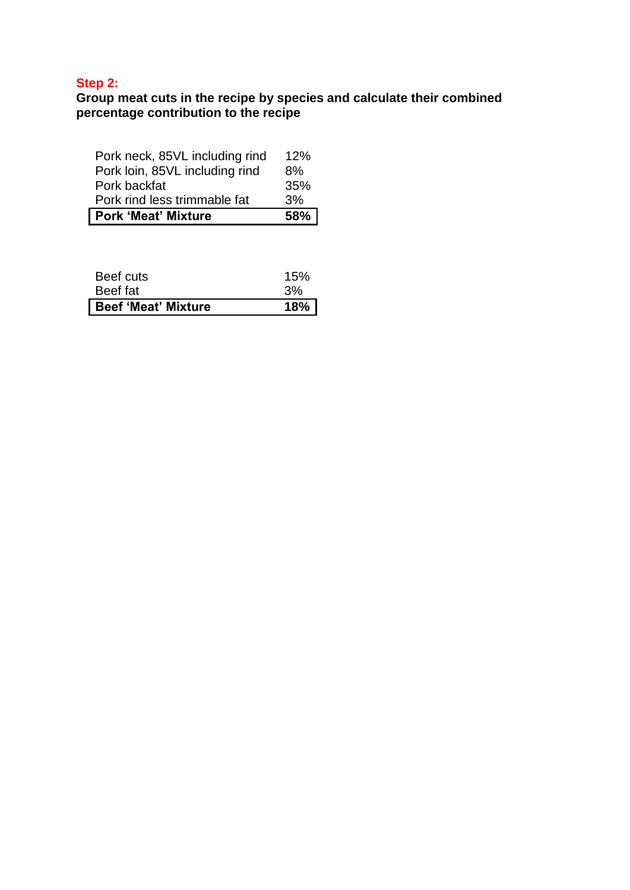**Step 2:**

**Group meat cuts in the recipe by species and calculate their combined percentage contribution to the recipe**

| | |
|---|---|
| Pork neck, 85VL including rind | 12% |
| Pork loin, 85VL including rind | 8% |
| Pork backfat | 35% |
| Pork rind less trimmable fat | 3% |
| **Pork 'Meat' Mixture** | **58%** |

| | |
|---|---|
| Beef cuts | 15% |
| Beef fat | 3% |
| **Beef 'Meat' Mixture** | **18%** |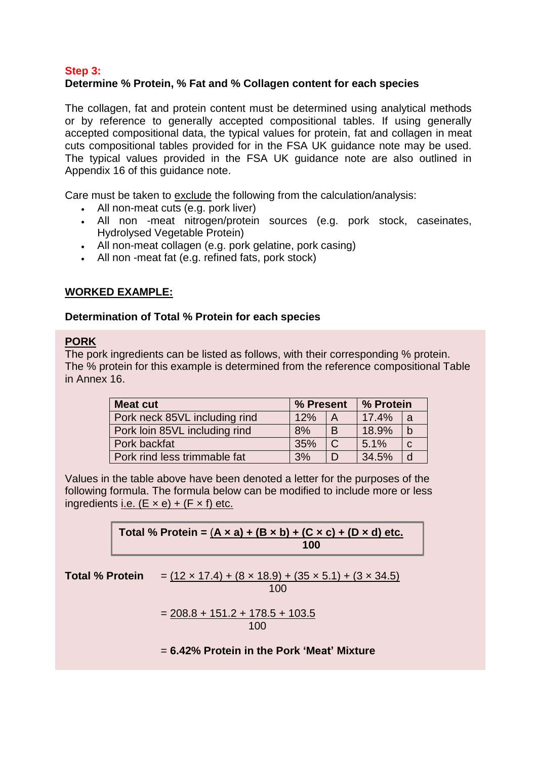**Step 3:**

**Determine % Protein, % Fat and % Collagen content for each species**

The collagen, fat and protein content must be determined using analytical methods or by reference to generally accepted compositional tables. If using generally accepted compositional data, the typical values for protein, fat and collagen in meat cuts compositional tables provided for in the FSA UK guidance note may be used. The typical values provided in the FSA UK guidance note are also outlined in Appendix 16 of this guidance note.

Care must be taken to exclude the following from the calculation/analysis:

- All non-meat cuts (e.g. pork liver)
- All non -meat nitrogen/protein sources (e.g. pork stock, caseinates, Hydrolysed Vegetable Protein)
- All non-meat collagen (e.g. pork gelatine, pork casing)
- All non -meat fat (e.g. refined fats, pork stock)

**WORKED EXAMPLE:**

**Determination of Total % Protein for each species**

**PORK**

The pork ingredients can be listed as follows, with their corresponding % protein. The % protein for this example is determined from the reference compositional Table in Annex 16.

| Meat cut | % Present | | % Protein | |
|---|---|---|---|---|
| Pork neck 85VL including rind | 12% | A | 17.4% | a |
| Pork loin 85VL including rind | 8% | B | 18.9% | b |
| Pork backfat | 35% | C | 5.1% | c |
| Pork rind less trimmable fat | 3% | D | 34.5% | d |

Values in the table above have been denoted a letter for the purposes of the following formula. The formula below can be modified to include more or less ingredients i.e. $(E \times e) + (F \times f)$ etc.

$$\textbf{Total \% Protein} = \frac{(A \times a) + (B \times b) + (C \times c) + (D \times d) \text{ etc.}}{100}$$

**Total % Protein**

$$= \frac{(12 \times 17.4) + (8 \times 18.9) + (35 \times 5.1) + (3 \times 34.5)}{100}$$

$$= \frac{208.8 + 151.2 + 178.5 + 103.5}{100}$$

= **6.42% Protein in the Pork 'Meat' Mixture**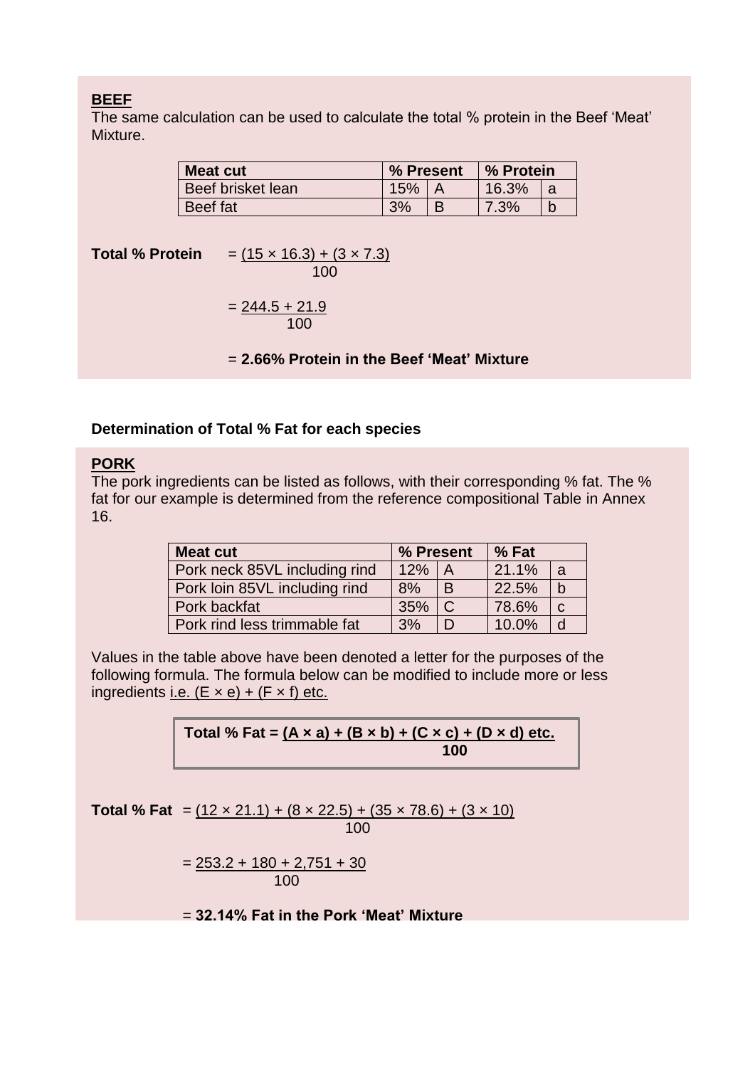**BEEF**

The same calculation can be used to calculate the total % protein in the Beef 'Meat' Mixture.

| Meat cut | % Present | | % Protein | |
|---|---|---|---|---|
| Beef brisket lean | 15% | A | 16.3% | a |
| Beef fat | 3% | B | 7.3% | b |

**Total % Protein** $= \dfrac{(15 \times 16.3) + (3 \times 7.3)}{100}$

$= \dfrac{244.5 + 21.9}{100}$

= **2.66% Protein in the Beef 'Meat' Mixture**

**Determination of Total % Fat for each species**

**PORK**

The pork ingredients can be listed as follows, with their corresponding % fat. The % fat for our example is determined from the reference compositional Table in Annex 16.

| Meat cut | % Present | | % Fat | |
|---|---|---|---|---|
| Pork neck 85VL including rind | 12% | A | 21.1% | a |
| Pork loin 85VL including rind | 8% | B | 22.5% | b |
| Pork backfat | 35% | C | 78.6% | c |
| Pork rind less trimmable fat | 3% | D | 10.0% | d |

Values in the table above have been denoted a letter for the purposes of the following formula. The formula below can be modified to include more or less ingredients i.e. $(E \times e) + (F \times f)$ etc.

$$\textbf{Total \% Fat} = \frac{(A \times a) + (B \times b) + (C \times c) + (D \times d) \text{ etc.}}{100}$$

**Total % Fat** $= \dfrac{(12 \times 21.1) + (8 \times 22.5) + (35 \times 78.6) + (3 \times 10)}{100}$

$= \dfrac{253.2 + 180 + 2{,}751 + 30}{100}$

= **32.14% Fat in the Pork 'Meat' Mixture**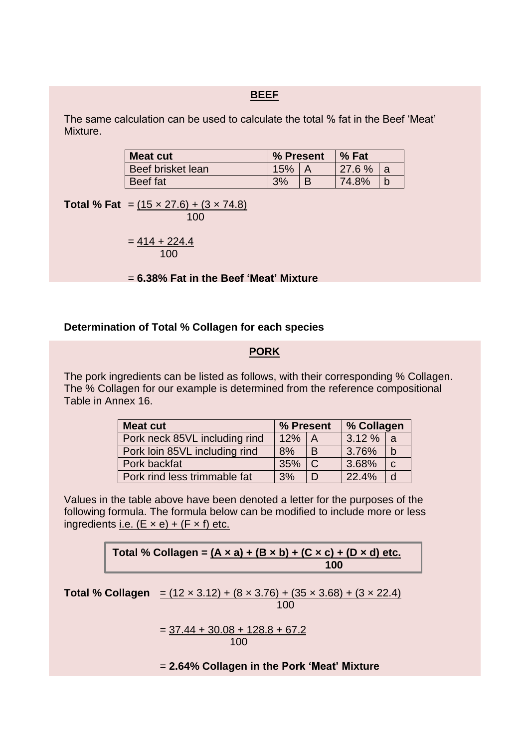## BEEF

The same calculation can be used to calculate the total % fat in the Beef 'Meat' Mixture.

| Meat cut | % Present | | % Fat | |
|---|---|---|---|---|
| Beef brisket lean | 15% | A | 27.6 % | a |
| Beef fat | 3% | B | 74.8% | b |

**Total % Fat** $= \dfrac{(15 \times 27.6) + (3 \times 74.8)}{100}$

$= \dfrac{414 + 224.4}{100}$

= **6.38% Fat in the Beef 'Meat' Mixture**

### Determination of Total % Collagen for each species

## PORK

The pork ingredients can be listed as follows, with their corresponding % Collagen. The % Collagen for our example is determined from the reference compositional Table in Annex 16.

| Meat cut | % Present | | % Collagen | |
|---|---|---|---|---|
| Pork neck 85VL including rind | 12% | A | 3.12 % | a |
| Pork loin 85VL including rind | 8% | B | 3.76% | b |
| Pork backfat | 35% | C | 3.68% | c |
| Pork rind less trimmable fat | 3% | D | 22.4% | d |

Values in the table above have been denoted a letter for the purposes of the following formula. The formula below can be modified to include more or less ingredients i.e. $(E \times e) + (F \times f)$ etc.

$$\textbf{Total \% Collagen} = \frac{(A \times a) + (B \times b) + (C \times c) + (D \times d) \text{ etc.}}{100}$$

**Total % Collagen** $= \dfrac{(12 \times 3.12) + (8 \times 3.76) + (35 \times 3.68) + (3 \times 22.4)}{100}$

$= \dfrac{37.44 + 30.08 + 128.8 + 67.2}{100}$

= **2.64% Collagen in the Pork 'Meat' Mixture**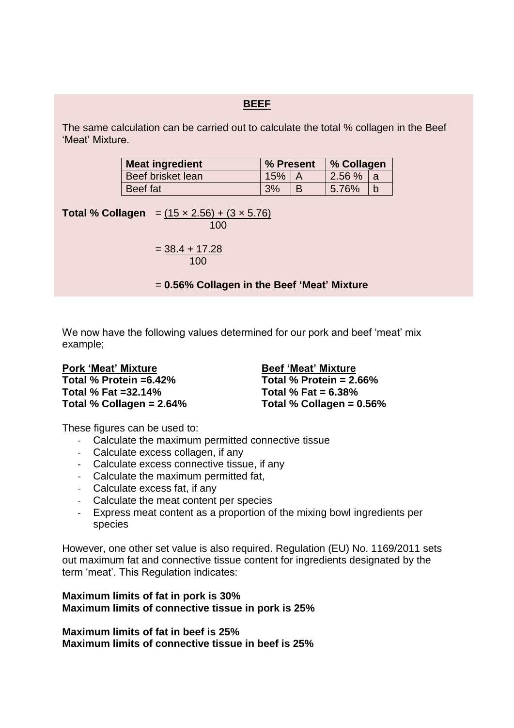## BEEF

The same calculation can be carried out to calculate the total % collagen in the Beef 'Meat' Mixture.

| Meat ingredient | % Present | | % Collagen | |
|---|---|---|---|---|
| Beef brisket lean | 15% | A | 2.56 % | a |
| Beef fat | 3% | B | 5.76% | b |

**Total % Collagen** $= \frac{(15 \times 2.56) + (3 \times 5.76)}{100}$

$= \frac{38.4 + 17.28}{100}$

= **0.56% Collagen in the Beef 'Meat' Mixture**

We now have the following values determined for our pork and beef 'meat' mix example;

**Pork 'Meat' Mixture**
**Total % Protein =6.42%**
**Total % Fat =32.14%**
**Total % Collagen = 2.64%**

**Beef 'Meat' Mixture**
**Total % Protein = 2.66%**
**Total % Fat = 6.38%**
**Total % Collagen = 0.56%**

These figures can be used to:

- Calculate the maximum permitted connective tissue
- Calculate excess collagen, if any
- Calculate excess connective tissue, if any
- Calculate the maximum permitted fat,
- Calculate excess fat, if any
- Calculate the meat content per species
- Express meat content as a proportion of the mixing bowl ingredients per species

However, one other set value is also required. Regulation (EU) No. 1169/2011 sets out maximum fat and connective tissue content for ingredients designated by the term 'meat'. This Regulation indicates:

**Maximum limits of fat in pork is 30%**
**Maximum limits of connective tissue in pork is 25%**

**Maximum limits of fat in beef is 25%**
**Maximum limits of connective tissue in beef is 25%**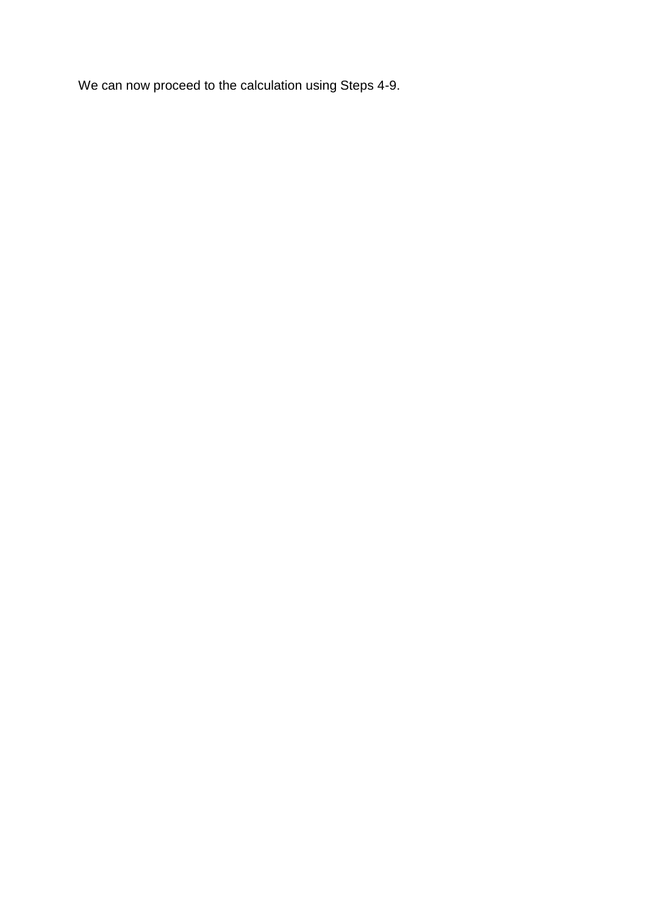We can now proceed to the calculation using Steps 4-9.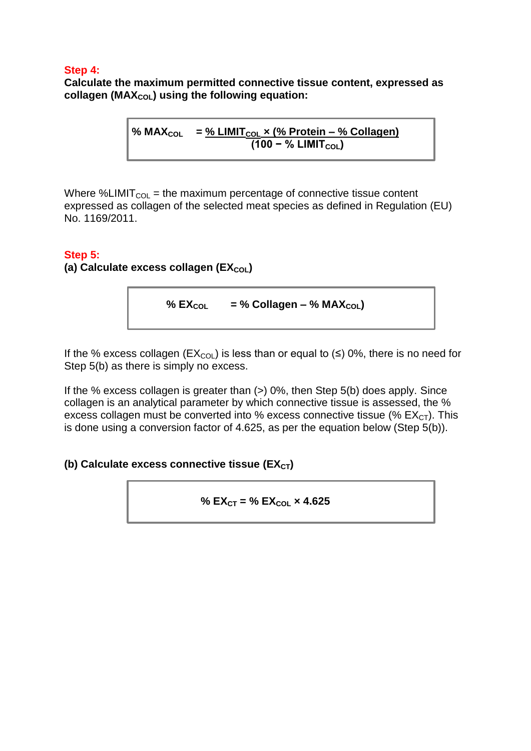**Step 4:**

**Calculate the maximum permitted connective tissue content, expressed as collagen ($MAX_{COL}$) using the following equation:**

$$\% MAX_{COL} = \frac{\% LIMIT_{COL} \times (\% Protein - \% Collagen)}{(100 - \% LIMIT_{COL})}$$

Where $\%LIMIT_{COL}$ = the maximum percentage of connective tissue content expressed as collagen of the selected meat species as defined in Regulation (EU) No. 1169/2011.

**Step 5:**

**(a) Calculate excess collagen ($EX_{COL}$)**

$$\% EX_{COL} = \% Collagen - \% MAX_{COL})$$

If the % excess collagen ($EX_{COL}$) is less than or equal to (≤) 0%, there is no need for Step 5(b) as there is simply no excess.

If the % excess collagen is greater than (>) 0%, then Step 5(b) does apply. Since collagen is an analytical parameter by which connective tissue is assessed, the % excess collagen must be converted into % excess connective tissue (% $EX_{CT}$). This is done using a conversion factor of 4.625, as per the equation below (Step 5(b)).

**(b) Calculate excess connective tissue ($EX_{CT}$)**

$$\% EX_{CT} = \% EX_{COL} \times 4.625$$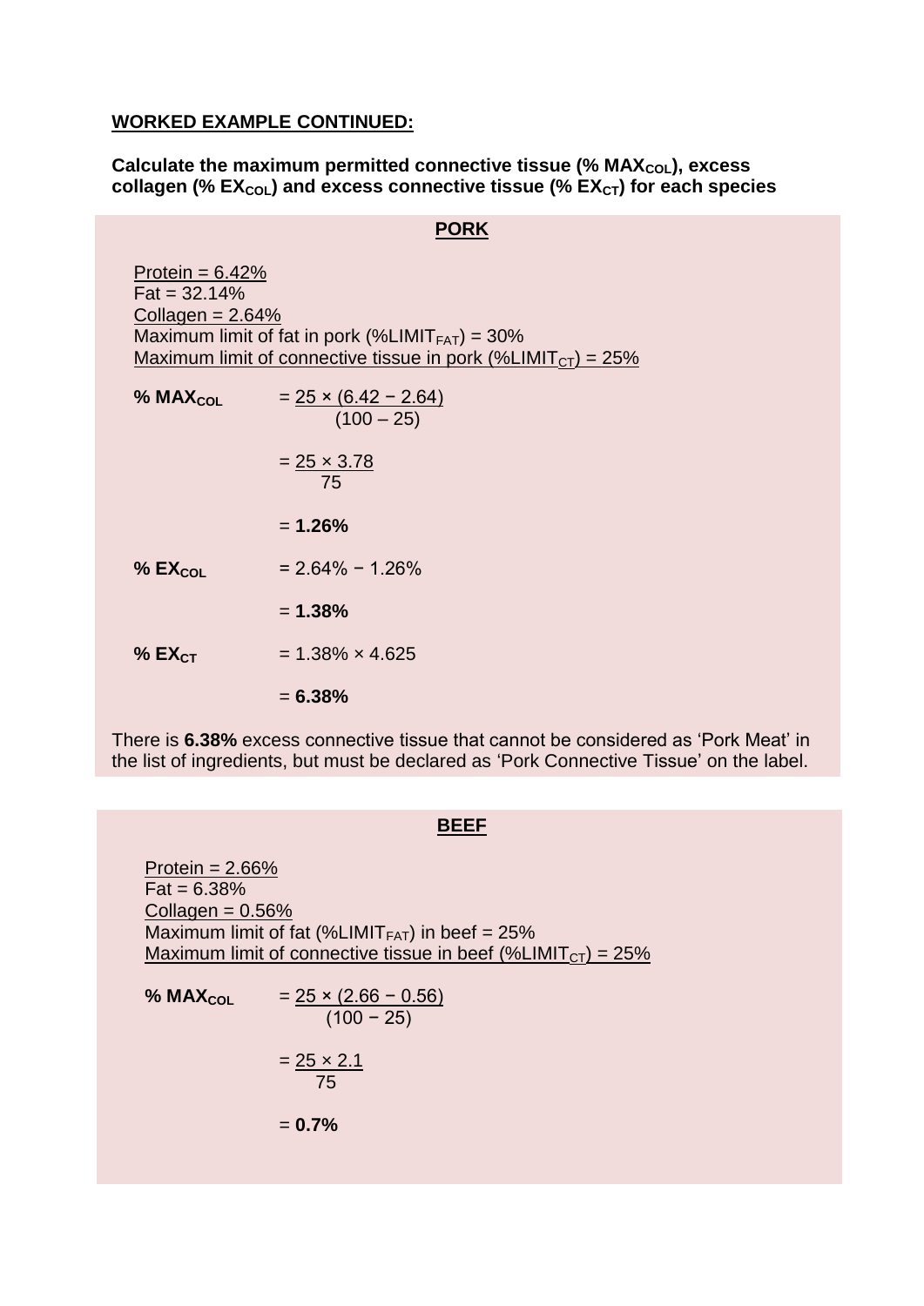**WORKED EXAMPLE CONTINUED:**

**Calculate the maximum permitted connective tissue (% $MAX_{COL}$), excess collagen (% $EX_{COL}$) and excess connective tissue (% $EX_{CT}$) for each species**

**PORK**

Protein = 6.42%
Fat = 32.14%
Collagen = 2.64%
Maximum limit of fat in pork (%$LIMIT_{FAT}$) = 30%
Maximum limit of connective tissue in pork (%$LIMIT_{CT}$) = 25%

**% $MAX_{COL}$**

$$= \frac{25 \times (6.42 - 2.64)}{(100 - 25)}$$

$$= \frac{25 \times 3.78}{75}$$

$$= \mathbf{1.26\%}$$

**% $EX_{COL}$**

$$= 2.64\% - 1.26\%$$

$$= \mathbf{1.38\%}$$

**% $EX_{CT}$**

$$= 1.38\% \times 4.625$$

$$= \mathbf{6.38\%}$$

There is **6.38%** excess connective tissue that cannot be considered as 'Pork Meat' in the list of ingredients, but must be declared as 'Pork Connective Tissue' on the label.

**BEEF**

Protein = 2.66%
Fat = 6.38%
Collagen = 0.56%
Maximum limit of fat (%$LIMIT_{FAT}$) in beef = 25%
Maximum limit of connective tissue in beef (%$LIMIT_{CT}$) = 25%

**% $MAX_{COL}$**

$$= \frac{25 \times (2.66 - 0.56)}{(100 - 25)}$$

$$= \frac{25 \times 2.1}{75}$$

$$= \mathbf{0.7\%}$$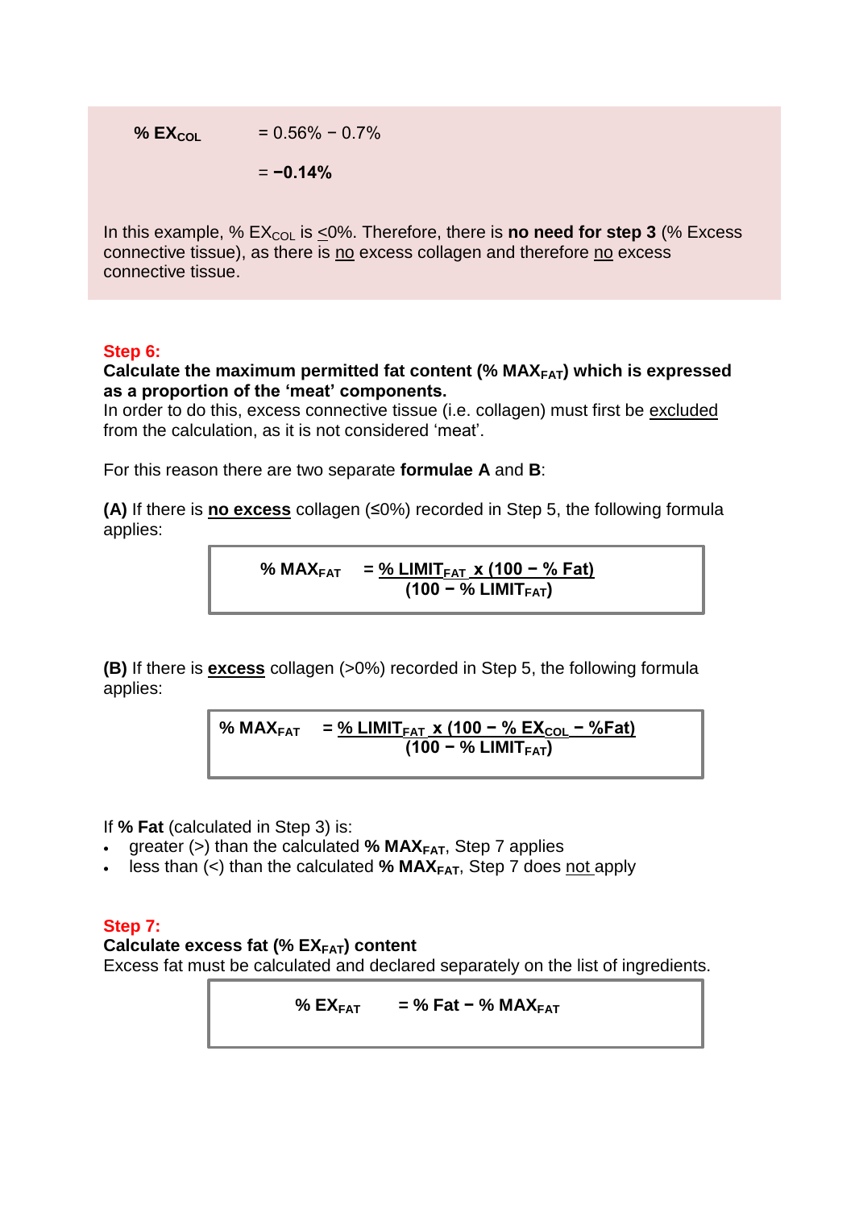$\% \ EX_{COL} = 0.56\% - 0.7\%$

$= \mathbf{-0.14\%}$

In this example, $\% \ EX_{COL}$ is $\leq 0\%$. Therefore, there is **no need for step 3** (% Excess connective tissue), as there is no excess collagen and therefore no excess connective tissue.

**Step 6:**

**Calculate the maximum permitted fat content ($\% \ MAX_{FAT}$) which is expressed as a proportion of the 'meat' components.**

In order to do this, excess connective tissue (i.e. collagen) must first be excluded from the calculation, as it is not considered 'meat'.

For this reason there are two separate **formulae A** and **B**:

**(A)** If there is **no excess** collagen (≤0%) recorded in Step 5, the following formula applies:

$$\% \ MAX_{FAT} = \frac{\% \ LIMIT_{FAT} \times (100 - \% \ Fat)}{(100 - \% \ LIMIT_{FAT})}$$

**(B)** If there is **excess** collagen (>0%) recorded in Step 5, the following formula applies:

$$\% \ MAX_{FAT} = \frac{\% \ LIMIT_{FAT} \times (100 - \% \ EX_{COL} - \% Fat)}{(100 - \% \ LIMIT_{FAT})}$$

If **% Fat** (calculated in Step 3) is:

- greater (>) than the calculated $\% \ MAX_{FAT}$, Step 7 applies
- less than (<) than the calculated $\% \ MAX_{FAT}$, Step 7 does not apply

**Step 7:**

**Calculate excess fat ($\% \ EX_{FAT}$) content**

Excess fat must be calculated and declared separately on the list of ingredients.

$$\% \ EX_{FAT} = \% \ Fat - \% \ MAX_{FAT}$$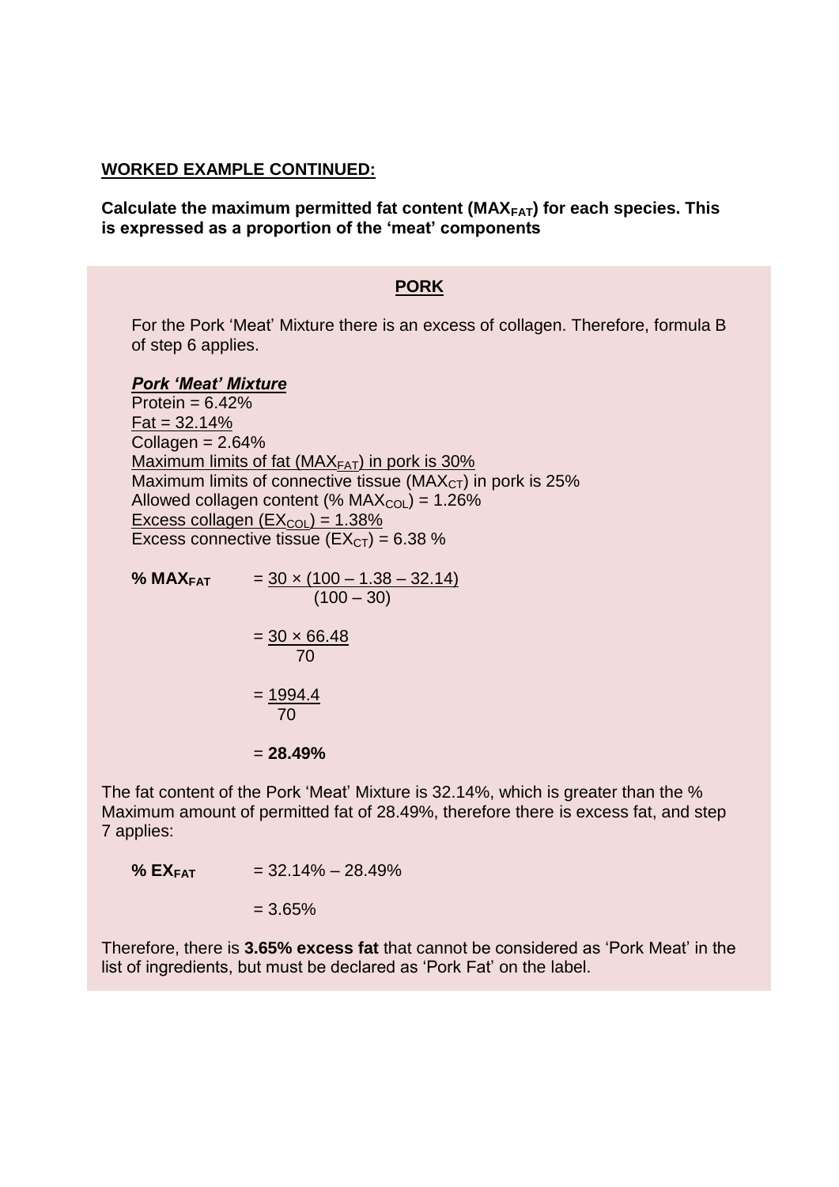**<u>WORKED EXAMPLE CONTINUED:</u>**

**Calculate the maximum permitted fat content ($MAX_{FAT}$) for each species. This is expressed as a proportion of the 'meat' components**

**<u>PORK</u>**

For the Pork 'Meat' Mixture there is an excess of collagen. Therefore, formula B of step 6 applies.

***<u>Pork 'Meat' Mixture</u>***

Protein = 6.42%
<u>Fat = 32.14%</u>
Collagen = 2.64%
<u>Maximum limits of fat ($MAX_{FAT}$) in pork is 30%</u>
Maximum limits of connective tissue ($MAX_{CT}$) in pork is 25%
Allowed collagen content (% $MAX_{COL}$) = 1.26%
<u>Excess collagen ($EX_{COL}$) = 1.38%</u>
Excess connective tissue ($EX_{CT}$) = 6.38 %

$$\textbf{\% MAX}_{\textbf{FAT}} = \frac{30 \times (100 - 1.38 - 32.14)}{(100 - 30)}$$

$$= \frac{30 \times 66.48}{70}$$

$$= \frac{1994.4}{70}$$

$$= \mathbf{28.49\%}$$

The fat content of the Pork 'Meat' Mixture is 32.14%, which is greater than the % Maximum amount of permitted fat of 28.49%, therefore there is excess fat, and step 7 applies:

$$\textbf{\% EX}_{\textbf{FAT}} = 32.14\% - 28.49\%$$

$$= 3.65\%$$

Therefore, there is **3.65% excess fat** that cannot be considered as 'Pork Meat' in the list of ingredients, but must be declared as 'Pork Fat' on the label.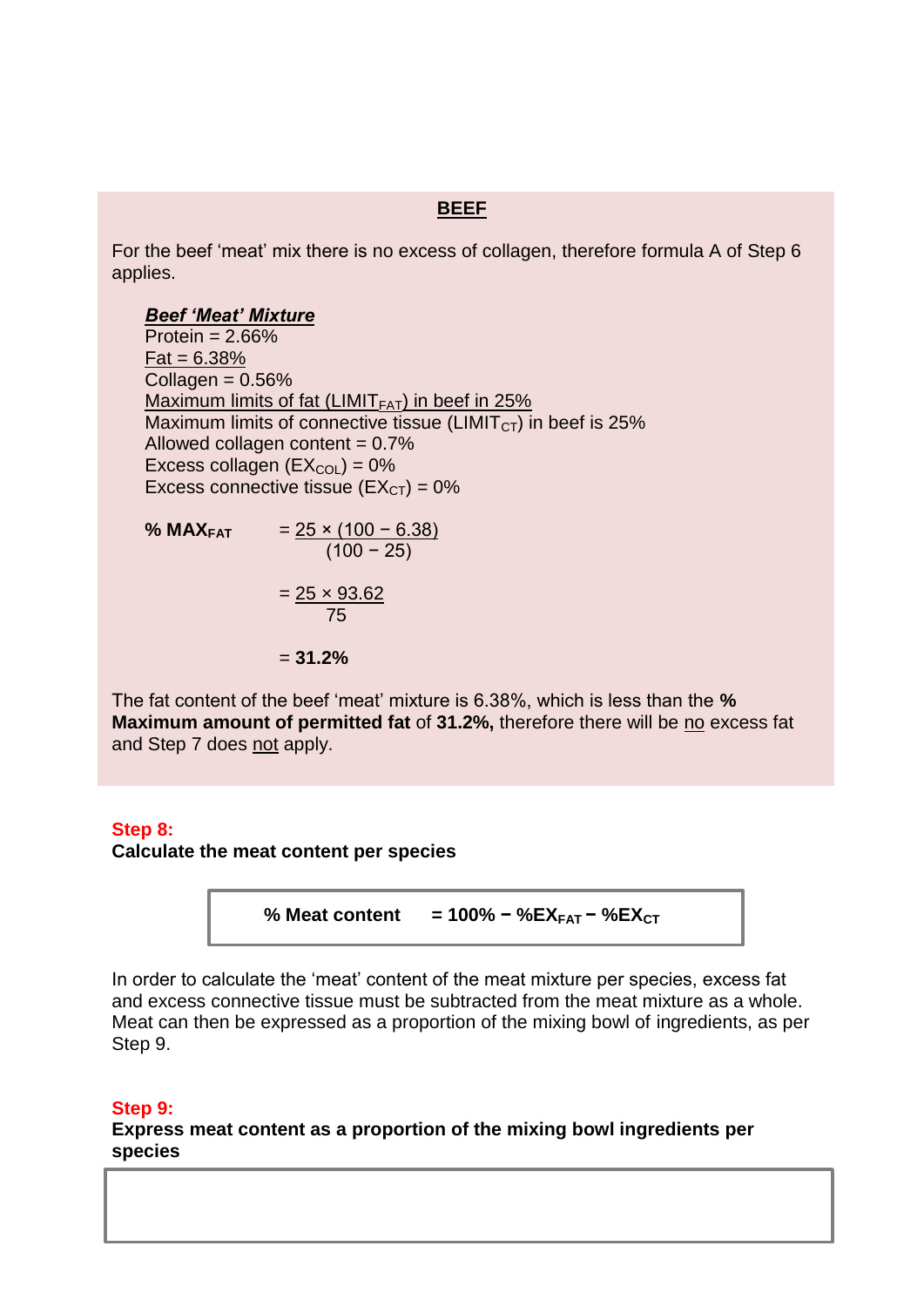## BEEF

For the beef 'meat' mix there is no excess of collagen, therefore formula A of Step 6 applies.

***Beef 'Meat' Mixture***

Protein = 2.66%
Fat = 6.38%
Collagen = 0.56%
Maximum limits of fat ($LIMIT_{FAT}$) in beef in 25%
Maximum limits of connective tissue ($LIMIT_{CT}$) in beef is 25%
Allowed collagen content = 0.7%
Excess collagen ($EX_{COL}$) = 0%
Excess connective tissue ($EX_{CT}$) = 0%

$$\textbf{\% MAX}_{\textbf{FAT}} = \frac{25 \times (100 - 6.38)}{(100 - 25)}$$

$$= \frac{25 \times 93.62}{75}$$

$$= \textbf{31.2\%}$$

The fat content of the beef 'meat' mixture is 6.38%, which is less than the **% Maximum amount of permitted fat** of **31.2%,** therefore there will be no excess fat and Step 7 does not apply.

**Step 8:**
**Calculate the meat content per species**

$$\textbf{\% Meat content} = \textbf{100\%} - \textbf{\%EX}_{\textbf{FAT}} - \textbf{\%EX}_{\textbf{CT}}$$

In order to calculate the 'meat' content of the meat mixture per species, excess fat and excess connective tissue must be subtracted from the meat mixture as a whole. Meat can then be expressed as a proportion of the mixing bowl of ingredients, as per Step 9.

**Step 9:**
**Express meat content as a proportion of the mixing bowl ingredients per species**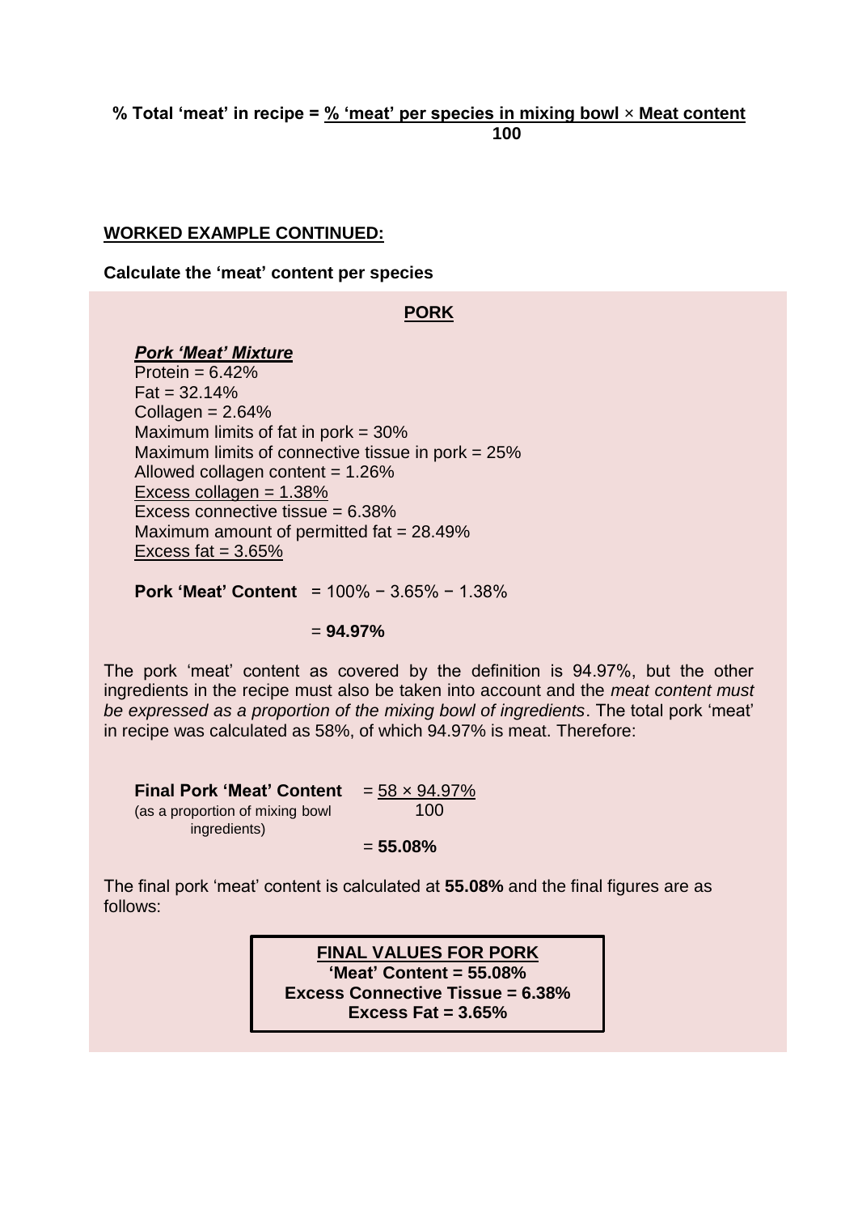**% Total 'meat' in recipe =** $\frac{\textbf{\% 'meat' per species in mixing bowl} \times \textbf{Meat content}}{\textbf{100}}$

**<u>WORKED EXAMPLE CONTINUED:</u>**

**Calculate the 'meat' content per species**

**<u>PORK</u>**

***<u>Pork 'Meat' Mixture</u>***

Protein = 6.42%
Fat = 32.14%
Collagen = 2.64%
Maximum limits of fat in pork = 30%
Maximum limits of connective tissue in pork = 25%
Allowed collagen content = 1.26%
<u>Excess collagen = 1.38%</u>
Excess connective tissue = 6.38%
Maximum amount of permitted fat = 28.49%
<u>Excess fat = 3.65%</u>

**Pork 'Meat' Content** = 100% − 3.65% − 1.38%

= **94.97%**

The pork 'meat' content as covered by the definition is 94.97%, but the other ingredients in the recipe must also be taken into account and the *meat content must be expressed as a proportion of the mixing bowl of ingredients*. The total pork 'meat' in recipe was calculated as 58%, of which 94.97% is meat. Therefore:

**Final Pork 'Meat' Content** (as a proportion of mixing bowl ingredients) $= \frac{58 \times 94.97\%}{100}$

= **55.08%**

The final pork 'meat' content is calculated at **55.08%** and the final figures are as follows:

**<u>FINAL VALUES FOR PORK</u>**
**'Meat' Content = 55.08%**
**Excess Connective Tissue = 6.38%**
**Excess Fat = 3.65%**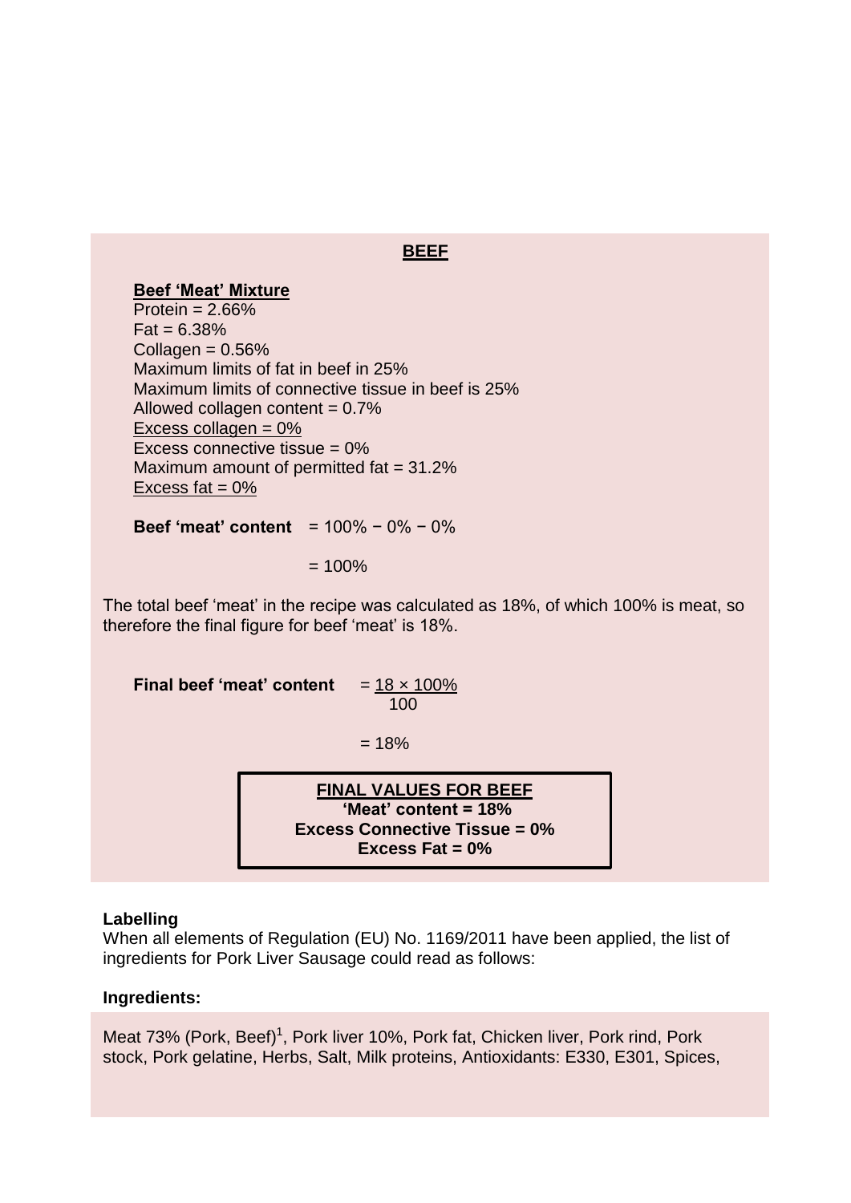## BEEF

**Beef 'Meat' Mixture**

Protein = 2.66%
Fat = 6.38%
Collagen = 0.56%
Maximum limits of fat in beef in 25%
Maximum limits of connective tissue in beef is 25%
Allowed collagen content = 0.7%
Excess collagen = 0%
Excess connective tissue = 0%
Maximum amount of permitted fat = 31.2%
Excess fat = 0%

**Beef 'meat' content** = 100% − 0% − 0%

= 100%

The total beef 'meat' in the recipe was calculated as 18%, of which 100% is meat, so therefore the final figure for beef 'meat' is 18%.

**Final beef 'meat' content** $= \frac{18 \times 100\%}{100}$

= 18%

**FINAL VALUES FOR BEEF**
**'Meat' content = 18%**
**Excess Connective Tissue = 0%**
**Excess Fat = 0%**

### Labelling

When all elements of Regulation (EU) No. 1169/2011 have been applied, the list of ingredients for Pork Liver Sausage could read as follows:

**Ingredients:**

Meat 73% (Pork, Beef)[1], Pork liver 10%, Pork fat, Chicken liver, Pork rind, Pork stock, Pork gelatine, Herbs, Salt, Milk proteins, Antioxidants: E330, E301, Spices,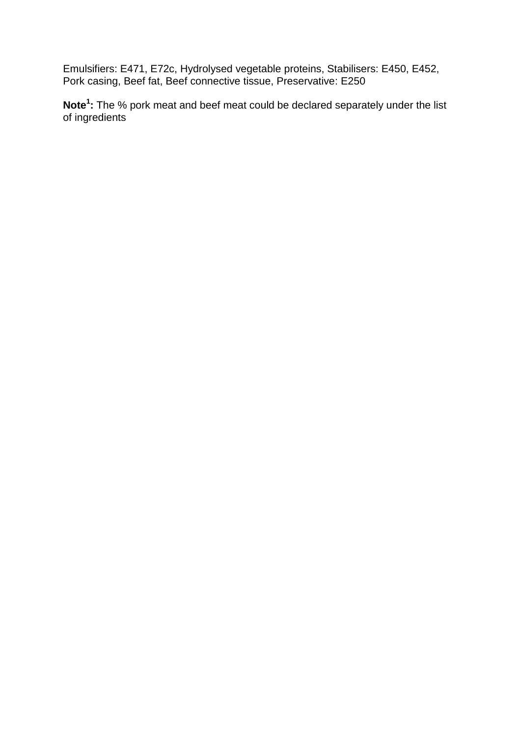Emulsifiers: E471, E72c, Hydrolysed vegetable proteins, Stabilisers: E450, E452, Pork casing, Beef fat, Beef connective tissue, Preservative: E250

**Note[1]:** The % pork meat and beef meat could be declared separately under the list of ingredients